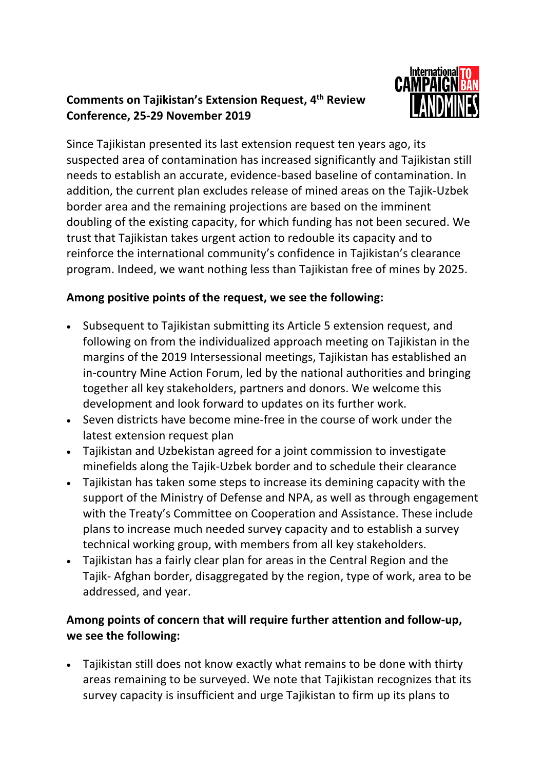**Comments on Tajikistan's Extension Request, 4th Review Conference, 25-29 November 2019**

Since Tajikistan presented its last extension request ten years ago, its suspected area of contamination has increased significantly and Tajikistan still needs to establish an accurate, evidence-based baseline of contamination. In addition, the current plan excludes release of mined areas on the Tajik-Uzbek border area and the remaining projections are based on the imminent doubling of the existing capacity, for which funding has not been secured. We trust that Tajikistan takes urgent action to redouble its capacity and to reinforce the international community's confidence in Tajikistan's clearance program. Indeed, we want nothing less than Tajikistan free of mines by 2025.

**Among positive points of the request, we see the following:**

- Subsequent to Tajikistan submitting its Article 5 extension request, and following on from the individualized approach meeting on Tajikistan in the margins of the 2019 Intersessional meetings, Tajikistan has established an in-country Mine Action Forum, led by the national authorities and bringing together all key stakeholders, partners and donors. We welcome this development and look forward to updates on its further work.
- Seven districts have become mine-free in the course of work under the latest extension request plan
- Tajikistan and Uzbekistan agreed for a joint commission to investigate minefields along the Tajik-Uzbek border and to schedule their clearance
- Tajikistan has taken some steps to increase its demining capacity with the support of the Ministry of Defense and NPA, as well as through engagement with the Treaty's Committee on Cooperation and Assistance. These include plans to increase much needed survey capacity and to establish a survey technical working group, with members from all key stakeholders.
- Tajikistan has a fairly clear plan for areas in the Central Region and the Tajik- Afghan border, disaggregated by the region, type of work, area to be addressed, and year.

**Among points of concern that will require further attention and follow-up, we see the following:**

- Tajikistan still does not know exactly what remains to be done with thirty areas remaining to be surveyed. We note that Tajikistan recognizes that its survey capacity is insufficient and urge Tajikistan to firm up its plans to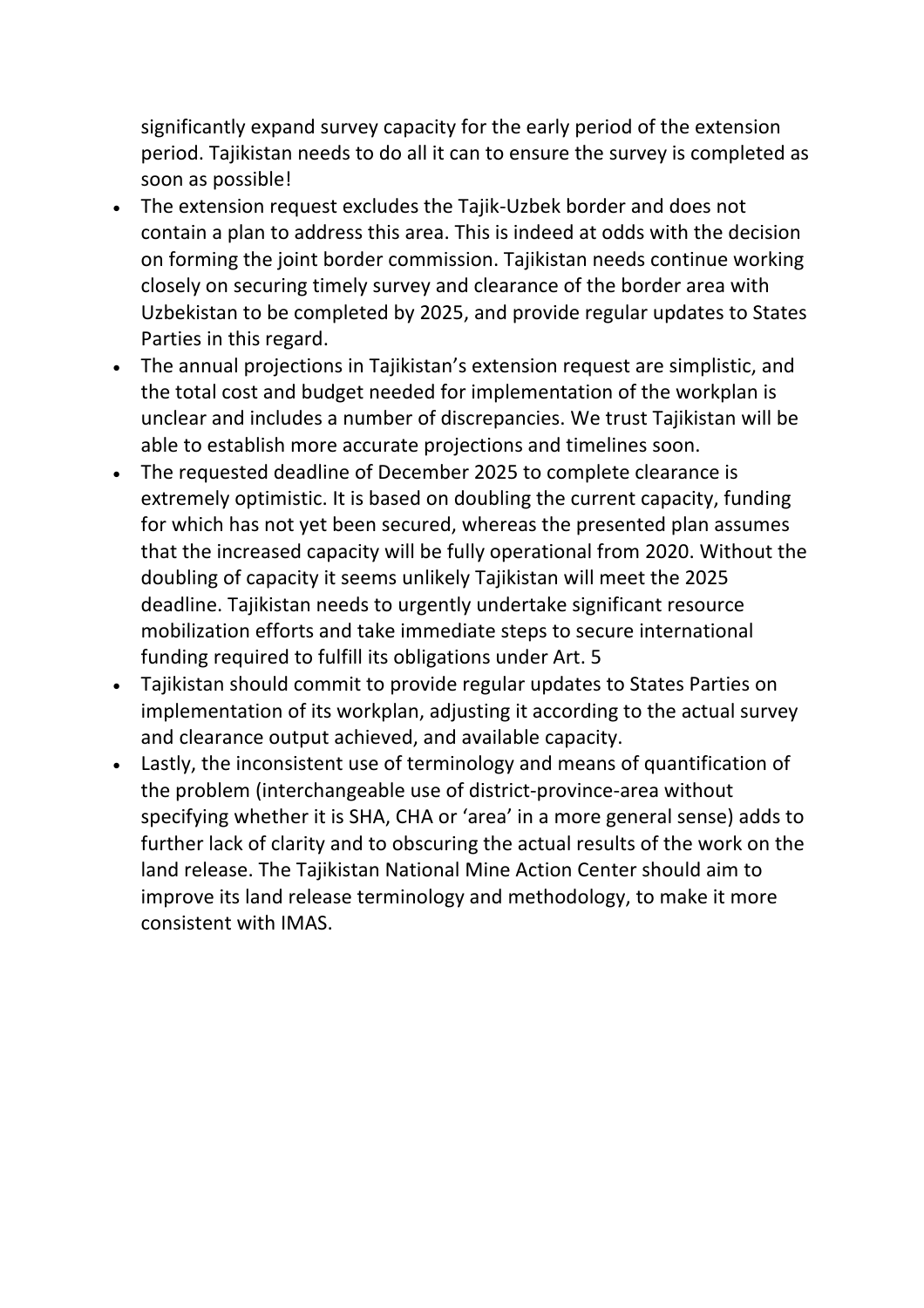significantly expand survey capacity for the early period of the extension period. Tajikistan needs to do all it can to ensure the survey is completed as soon as possible!

- The extension request excludes the Tajik-Uzbek border and does not contain a plan to address this area. This is indeed at odds with the decision on forming the joint border commission. Tajikistan needs continue working closely on securing timely survey and clearance of the border area with Uzbekistan to be completed by 2025, and provide regular updates to States Parties in this regard.
- The annual projections in Tajikistan's extension request are simplistic, and the total cost and budget needed for implementation of the workplan is unclear and includes a number of discrepancies. We trust Tajikistan will be able to establish more accurate projections and timelines soon.
- The requested deadline of December 2025 to complete clearance is extremely optimistic. It is based on doubling the current capacity, funding for which has not yet been secured, whereas the presented plan assumes that the increased capacity will be fully operational from 2020. Without the doubling of capacity it seems unlikely Tajikistan will meet the 2025 deadline. Tajikistan needs to urgently undertake significant resource mobilization efforts and take immediate steps to secure international funding required to fulfill its obligations under Art. 5
- Tajikistan should commit to provide regular updates to States Parties on implementation of its workplan, adjusting it according to the actual survey and clearance output achieved, and available capacity.
- Lastly, the inconsistent use of terminology and means of quantification of the problem (interchangeable use of district-province-area without specifying whether it is SHA, CHA or 'area' in a more general sense) adds to further lack of clarity and to obscuring the actual results of the work on the land release. The Tajikistan National Mine Action Center should aim to improve its land release terminology and methodology, to make it more consistent with IMAS.